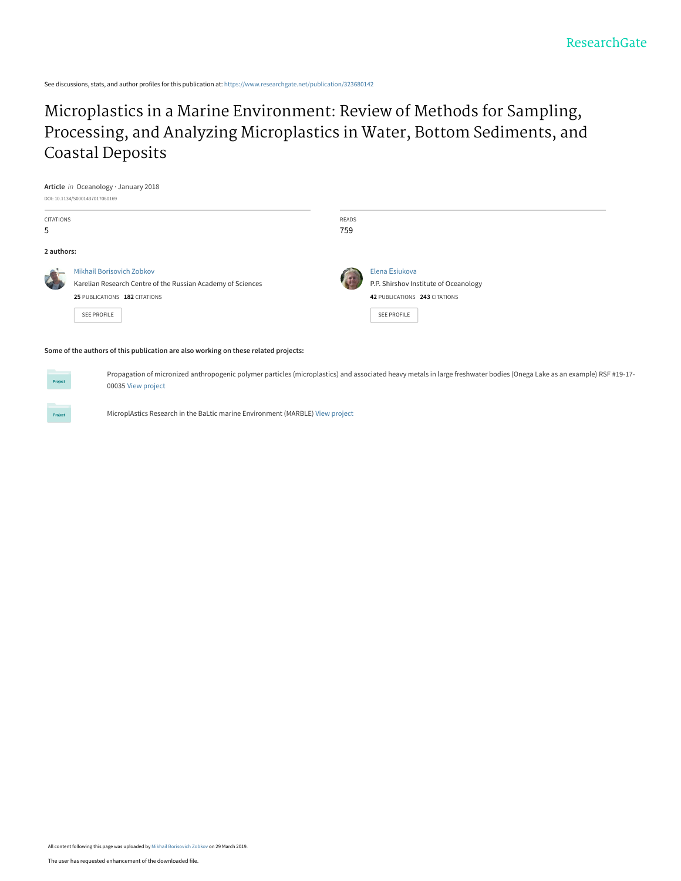ResearchGate

See discussions, stats, and author profiles for this publication at: https://www.researchgate.net/publication/323680142

# Microplastics in a Marine Environment: Review of Methods for Sampling, Processing, and Analyzing Microplastics in Water, Bottom Sediments, and Coastal Deposits

**Article** *in* Oceanology · January 2018

DOI: 10.1134/S0001437017060169

CITATIONS
5

READS
759

**2 authors:**

Mikhail Borisovich Zobkov
Karelian Research Centre of the Russian Academy of Sciences
**25** PUBLICATIONS **182** CITATIONS

SEE PROFILE

Elena Esiukova
P.P. Shirshov Institute of Oceanology
**42** PUBLICATIONS **243** CITATIONS

SEE PROFILE

**Some of the authors of this publication are also working on these related projects:**

Propagation of micronized anthropogenic polymer particles (microplastics) and associated heavy metals in large freshwater bodies (Onega Lake as an example) RSF #19-17-00035 View project

MicroplAstics Research in the BaLtic marine Environment (MARBLE) View project

All content following this page was uploaded by Mikhail Borisovich Zobkov on 29 March 2019.

The user has requested enhancement of the downloaded file.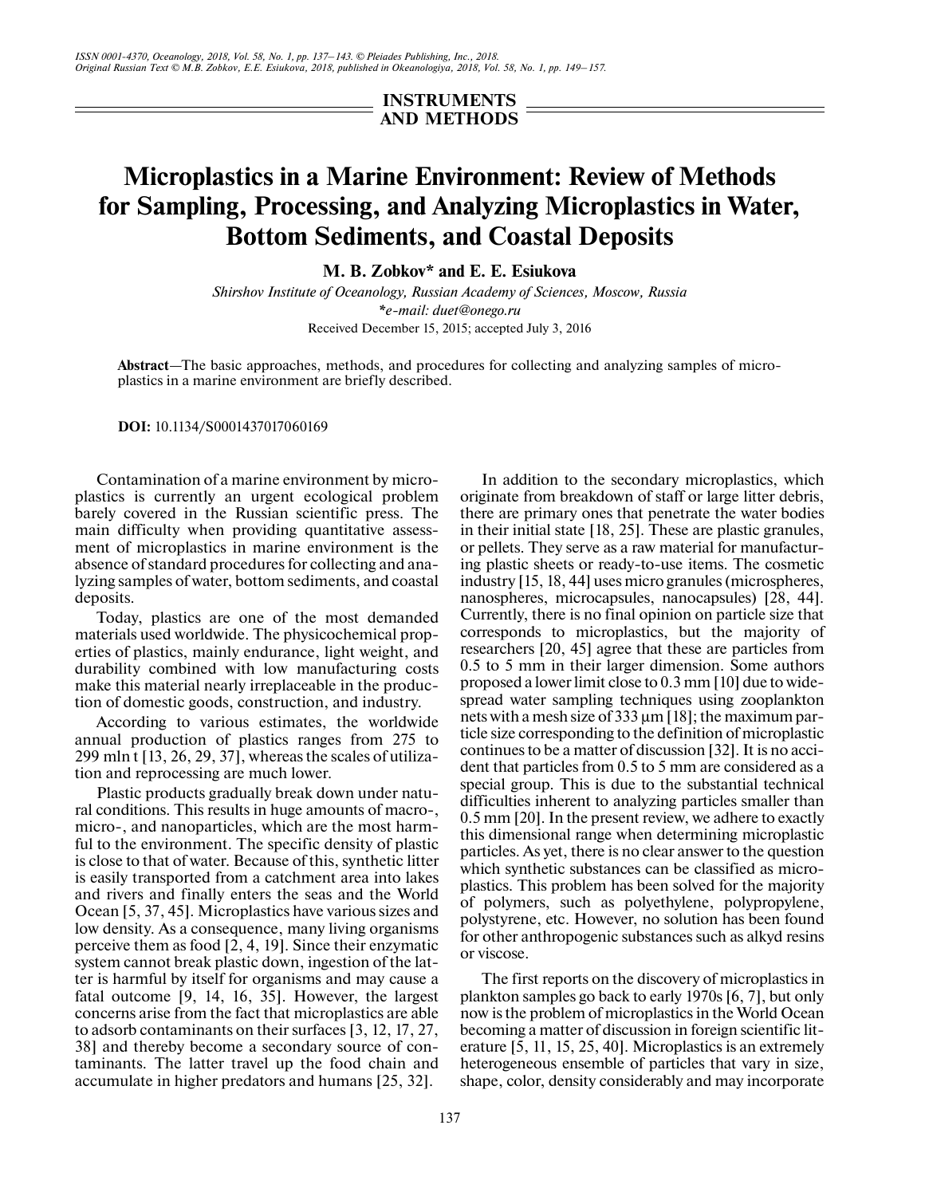# INSTRUMENTS AND METHODS

# Microplastics in a Marine Environment: Review of Methods for Sampling, Processing, and Analyzing Microplastics in Water, Bottom Sediments, and Coastal Deposits

**M. B. Zobkov\* and E. E. Esiukova**

*Shirshov Institute of Oceanology, Russian Academy of Sciences, Moscow, Russia*
*\*e-mail: duet@onego.ru*

Received December 15, 2015; accepted July 3, 2016

**Abstract**—The basic approaches, methods, and procedures for collecting and analyzing samples of microplastics in a marine environment are briefly described.

**DOI:** 10.1134/S0001437017060169

Contamination of a marine environment by microplastics is currently an urgent ecological problem barely covered in the Russian scientific press. The main difficulty when providing quantitative assessment of microplastics in marine environment is the absence of standard procedures for collecting and analyzing samples of water, bottom sediments, and coastal deposits.

Today, plastics are one of the most demanded materials used worldwide. The physicochemical properties of plastics, mainly endurance, light weight, and durability combined with low manufacturing costs make this material nearly irreplaceable in the production of domestic goods, construction, and industry.

According to various estimates, the worldwide annual production of plastics ranges from 275 to 299 mln t [13, 26, 29, 37], whereas the scales of utilization and reprocessing are much lower.

Plastic products gradually break down under natural conditions. This results in huge amounts of macro-, micro-, and nanoparticles, which are the most harmful to the environment. The specific density of plastic is close to that of water. Because of this, synthetic litter is easily transported from a catchment area into lakes and rivers and finally enters the seas and the World Ocean [5, 37, 45]. Microplastics have various sizes and low density. As a consequence, many living organisms perceive them as food [2, 4, 19]. Since their enzymatic system cannot break plastic down, ingestion of the latter is harmful by itself for organisms and may cause a fatal outcome [9, 14, 16, 35]. However, the largest concerns arise from the fact that microplastics are able to adsorb contaminants on their surfaces [3, 12, 17, 27, 38] and thereby become a secondary source of contaminants. The latter travel up the food chain and accumulate in higher predators and humans [25, 32].

In addition to the secondary microplastics, which originate from breakdown of staff or large litter debris, there are primary ones that penetrate the water bodies in their initial state [18, 25]. These are plastic granules, or pellets. They serve as a raw material for manufacturing plastic sheets or ready-to-use items. The cosmetic industry [15, 18, 44] uses micro granules (microspheres, nanospheres, microcapsules, nanocapsules) [28, 44]. Currently, there is no final opinion on particle size that corresponds to microplastics, but the majority of researchers [20, 45] agree that these are particles from 0.5 to 5 mm in their larger dimension. Some authors proposed a lower limit close to 0.3 mm [10] due to widespread water sampling techniques using zooplankton nets with a mesh size of 333 μm [18]; the maximum particle size corresponding to the definition of microplastic continues to be a matter of discussion [32]. It is no accident that particles from 0.5 to 5 mm are considered as a special group. This is due to the substantial technical difficulties inherent to analyzing particles smaller than 0.5 mm [20]. In the present review, we adhere to exactly this dimensional range when determining microplastic particles. As yet, there is no clear answer to the question which synthetic substances can be classified as microplastics. This problem has been solved for the majority of polymers, such as polyethylene, polypropylene, polystyrene, etc. However, no solution has been found for other anthropogenic substances such as alkyd resins or viscose.

The first reports on the discovery of microplastics in plankton samples go back to early 1970s [6, 7], but only now is the problem of microplastics in the World Ocean becoming a matter of discussion in foreign scientific literature [5, 11, 15, 25, 40]. Microplastics is an extremely heterogeneous ensemble of particles that vary in size, shape, color, density considerably and may incorporate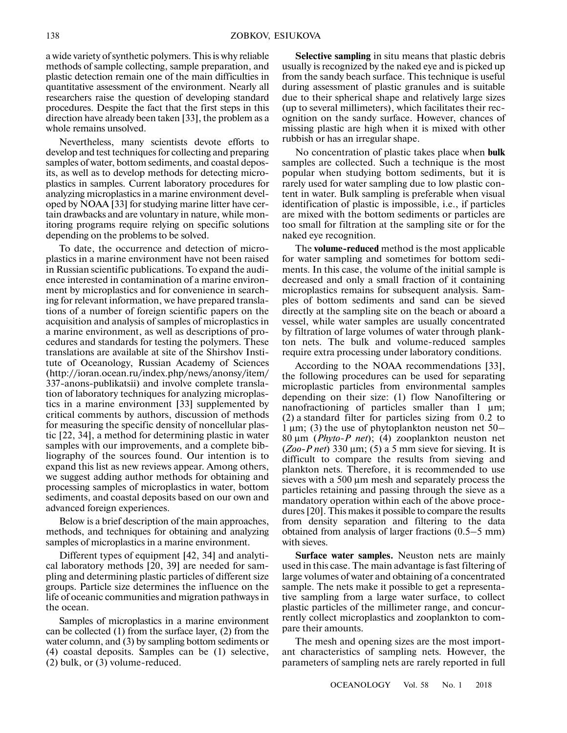a wide variety of synthetic polymers. This is why reliable methods of sample collecting, sample preparation, and plastic detection remain one of the main difficulties in quantitative assessment of the environment. Nearly all researchers raise the question of developing standard procedures. Despite the fact that the first steps in this direction have already been taken [33], the problem as a whole remains unsolved.

Nevertheless, many scientists devote efforts to develop and test techniques for collecting and preparing samples of water, bottom sediments, and coastal deposits, as well as to develop methods for detecting microplastics in samples. Current laboratory procedures for analyzing microplastics in a marine environment developed by NOAA [33] for studying marine litter have certain drawbacks and are voluntary in nature, while monitoring programs require relying on specific solutions depending on the problems to be solved.

To date, the occurrence and detection of microplastics in a marine environment have not been raised in Russian scientific publications. To expand the audience interested in contamination of a marine environment by microplastics and for convenience in searching for relevant information, we have prepared translations of a number of foreign scientific papers on the acquisition and analysis of samples of microplastics in a marine environment, as well as descriptions of procedures and standards for testing the polymers. These translations are available at site of the Shirshov Institute of Oceanology, Russian Academy of Sciences (http://ioran.ocean.ru/index.php/news/anonsy/item/337-anons-publikatsii) and involve complete translation of laboratory techniques for analyzing microplastics in a marine environment [33] supplemented by critical comments by authors, discussion of methods for measuring the specific density of noncellular plastic [22, 34], a method for determining plastic in water samples with our improvements, and a complete bibliography of the sources found. Our intention is to expand this list as new reviews appear. Among others, we suggest adding author methods for obtaining and processing samples of microplastics in water, bottom sediments, and coastal deposits based on our own and advanced foreign experiences.

Below is a brief description of the main approaches, methods, and techniques for obtaining and analyzing samples of microplastics in a marine environment.

Different types of equipment [42, 34] and analytical laboratory methods [20, 39] are needed for sampling and determining plastic particles of different size groups. Particle size determines the influence on the life of oceanic communities and migration pathways in the ocean.

Samples of microplastics in a marine environment can be collected (1) from the surface layer, (2) from the water column, and (3) by sampling bottom sediments or (4) coastal deposits. Samples can be (1) selective, (2) bulk, or (3) volume-reduced.

**Selective sampling** in situ means that plastic debris usually is recognized by the naked eye and is picked up from the sandy beach surface. This technique is useful during assessment of plastic granules and is suitable due to their spherical shape and relatively large sizes (up to several millimeters), which facilitates their recognition on the sandy surface. However, chances of missing plastic are high when it is mixed with other rubbish or has an irregular shape.

No concentration of plastic takes place when **bulk** samples are collected. Such a technique is the most popular when studying bottom sediments, but it is rarely used for water sampling due to low plastic content in water. Bulk sampling is preferable when visual identification of plastic is impossible, i.e., if particles are mixed with the bottom sediments or particles are too small for filtration at the sampling site or for the naked eye recognition.

The **volume-reduced** method is the most applicable for water sampling and sometimes for bottom sediments. In this case, the volume of the initial sample is decreased and only a small fraction of it containing microplastics remains for subsequent analysis. Samples of bottom sediments and sand can be sieved directly at the sampling site on the beach or aboard a vessel, while water samples are usually concentrated by filtration of large volumes of water through plankton nets. The bulk and volume-reduced samples require extra processing under laboratory conditions.

According to the NOAA recommendations [33], the following procedures can be used for separating microplastic particles from environmental samples depending on their size: (1) flow Nanofiltering or nanofractioning of particles smaller than 1 μm; (2) a standard filter for particles sizing from 0.2 to 1 μm; (3) the use of phytoplankton neuston net 50–80 μm (*Phyto-P net*); (4) zooplankton neuston net (*Zoo-P net*) 330 μm; (5) a 5 mm sieve for sieving. It is difficult to compare the results from sieving and plankton nets. Therefore, it is recommended to use sieves with a 500 μm mesh and separately process the particles retaining and passing through the sieve as a mandatory operation within each of the above procedures [20]. This makes it possible to compare the results from density separation and filtering to the data obtained from analysis of larger fractions (0.5–5 mm) with sieves.

**Surface water samples.** Neuston nets are mainly used in this case. The main advantage is fast filtering of large volumes of water and obtaining of a concentrated sample. The nets make it possible to get a representative sampling from a large water surface, to collect plastic particles of the millimeter range, and concurrently collect microplastics and zooplankton to compare their amounts.

The mesh and opening sizes are the most important characteristics of sampling nets. However, the parameters of sampling nets are rarely reported in full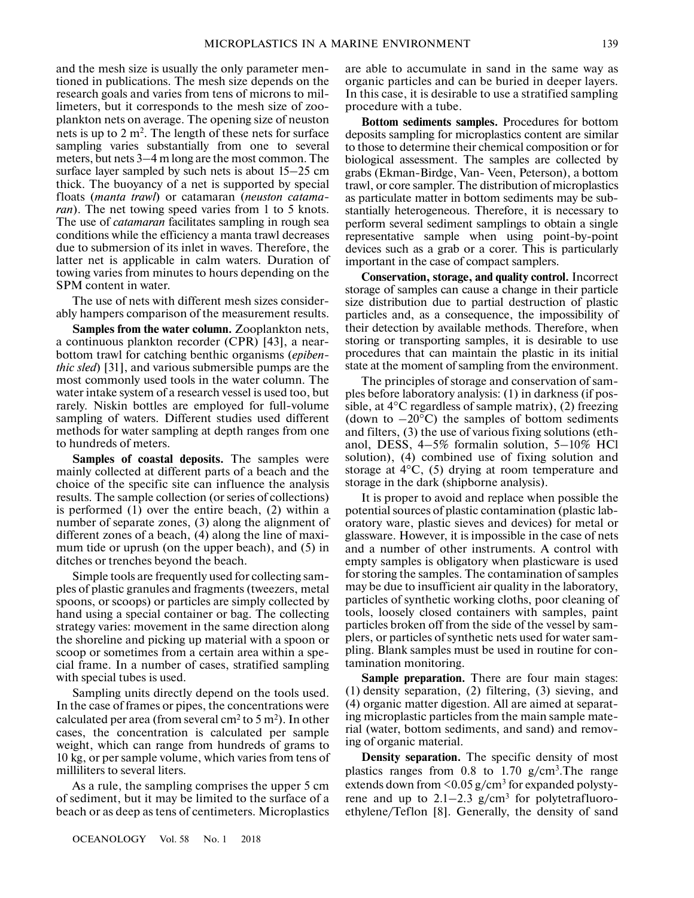and the mesh size is usually the only parameter mentioned in publications. The mesh size depends on the research goals and varies from tens of microns to millimeters, but it corresponds to the mesh size of zooplankton nets on average. The opening size of neuston nets is up to 2 $m^2$. The length of these nets for surface sampling varies substantially from one to several meters, but nets 3–4 m long are the most common. The surface layer sampled by such nets is about 15–25 cm thick. The buoyancy of a net is supported by special floats (*manta trawl*) or catamaran (*neuston catamaran*). The net towing speed varies from 1 to 5 knots. The use of *catamaran* facilitates sampling in rough sea conditions while the efficiency a manta trawl decreases due to submersion of its inlet in waves. Therefore, the latter net is applicable in calm waters. Duration of towing varies from minutes to hours depending on the SPM content in water.

The use of nets with different mesh sizes considerably hampers comparison of the measurement results.

**Samples from the water column.** Zooplankton nets, a continuous plankton recorder (CPR) [43], a near-bottom trawl for catching benthic organisms (*epibenthic sled*) [31], and various submersible pumps are the most commonly used tools in the water column. The water intake system of a research vessel is used too, but rarely. Niskin bottles are employed for full-volume sampling of waters. Different studies used different methods for water sampling at depth ranges from one to hundreds of meters.

**Samples of coastal deposits.** The samples were mainly collected at different parts of a beach and the choice of the specific site can influence the analysis results. The sample collection (or series of collections) is performed (1) over the entire beach, (2) within a number of separate zones, (3) along the alignment of different zones of a beach, (4) along the line of maximum tide or uprush (on the upper beach), and (5) in ditches or trenches beyond the beach.

Simple tools are frequently used for collecting samples of plastic granules and fragments (tweezers, metal spoons, or scoops) or particles are simply collected by hand using a special container or bag. The collecting strategy varies: movement in the same direction along the shoreline and picking up material with a spoon or scoop or sometimes from a certain area within a special frame. In a number of cases, stratified sampling with special tubes is used.

Sampling units directly depend on the tools used. In the case of frames or pipes, the concentrations were calculated per area (from several $cm^2$ to 5 $m^2$). In other cases, the concentration is calculated per sample weight, which can range from hundreds of grams to 10 kg, or per sample volume, which varies from tens of milliliters to several liters.

As a rule, the sampling comprises the upper 5 cm of sediment, but it may be limited to the surface of a beach or as deep as tens of centimeters. Microplastics are able to accumulate in sand in the same way as organic particles and can be buried in deeper layers. In this case, it is desirable to use a stratified sampling procedure with a tube.

**Bottom sediments samples.** Procedures for bottom deposits sampling for microplastics content are similar to those to determine their chemical composition or for biological assessment. The samples are collected by grabs (Ekman-Birdge, Van- Veen, Peterson), a bottom trawl, or core sampler. The distribution of microplastics as particulate matter in bottom sediments may be substantially heterogeneous. Therefore, it is necessary to perform several sediment samplings to obtain a single representative sample when using point-by-point devices such as a grab or a corer. This is particularly important in the case of compact samplers.

**Conservation, storage, and quality control.** Incorrect storage of samples can cause a change in their particle size distribution due to partial destruction of plastic particles and, as a consequence, the impossibility of their detection by available methods. Therefore, when storing or transporting samples, it is desirable to use procedures that can maintain the plastic in its initial state at the moment of sampling from the environment.

The principles of storage and conservation of samples before laboratory analysis: (1) in darkness (if possible, at 4°C regardless of sample matrix), (2) freezing (down to −20°C) the samples of bottom sediments and filters, (3) the use of various fixing solutions (ethanol, DESS, 4–5% formalin solution, 5–10% HCl solution), (4) combined use of fixing solution and storage at 4°C, (5) drying at room temperature and storage in the dark (shipborne analysis).

It is proper to avoid and replace when possible the potential sources of plastic contamination (plastic laboratory ware, plastic sieves and devices) for metal or glassware. However, it is impossible in the case of nets and a number of other instruments. A control with empty samples is obligatory when plasticware is used for storing the samples. The contamination of samples may be due to insufficient air quality in the laboratory, particles of synthetic working cloths, poor cleaning of tools, loosely closed containers with samples, paint particles broken off from the side of the vessel by samplers, or particles of synthetic nets used for water sampling. Blank samples must be used in routine for contamination monitoring.

**Sample preparation.** There are four main stages: (1) density separation, (2) filtering, (3) sieving, and (4) organic matter digestion. All are aimed at separating microplastic particles from the main sample material (water, bottom sediments, and sand) and removing of organic material.

**Density separation.** The specific density of most plastics ranges from 0.8 to 1.70 $g/cm^3$.The range extends down from <0.05 $g/cm^3$ for expanded polystyrene and up to 2.1–2.3 $g/cm^3$ for polytetrafluoroethylene/Teflon [8]. Generally, the density of sand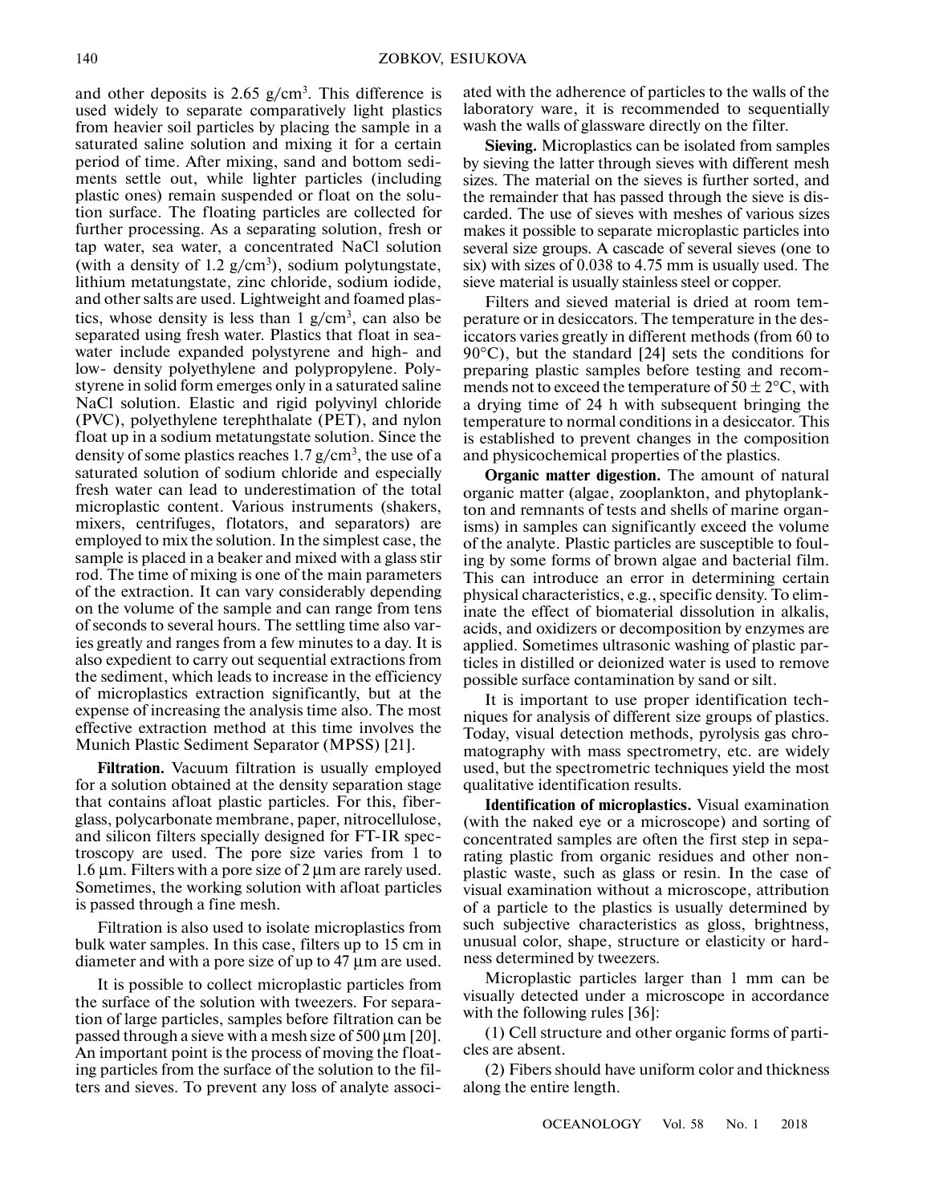and other deposits is 2.65 g/cm$^3$. This difference is used widely to separate comparatively light plastics from heavier soil particles by placing the sample in a saturated saline solution and mixing it for a certain period of time. After mixing, sand and bottom sediments settle out, while lighter particles (including plastic ones) remain suspended or float on the solution surface. The floating particles are collected for further processing. As a separating solution, fresh or tap water, sea water, a concentrated NaCl solution (with a density of 1.2 g/cm$^3$), sodium polytungstate, lithium metatungstate, zinc chloride, sodium iodide, and other salts are used. Lightweight and foamed plastics, whose density is less than 1 g/cm$^3$, can also be separated using fresh water. Plastics that float in seawater include expanded polystyrene and high- and low- density polyethylene and polypropylene. Polystyrene in solid form emerges only in a saturated saline NaCl solution. Elastic and rigid polyvinyl chloride (PVC), polyethylene terephthalate (PET), and nylon float up in a sodium metatungstate solution. Since the density of some plastics reaches 1.7 g/cm$^3$, the use of a saturated solution of sodium chloride and especially fresh water can lead to underestimation of the total microplastic content. Various instruments (shakers, mixers, centrifuges, flotators, and separators) are employed to mix the solution. In the simplest case, the sample is placed in a beaker and mixed with a glass stir rod. The time of mixing is one of the main parameters of the extraction. It can vary considerably depending on the volume of the sample and can range from tens of seconds to several hours. The settling time also varies greatly and ranges from a few minutes to a day. It is also expedient to carry out sequential extractions from the sediment, which leads to increase in the efficiency of microplastics extraction significantly, but at the expense of increasing the analysis time also. The most effective extraction method at this time involves the Munich Plastic Sediment Separator (MPSS) [21].

**Filtration.** Vacuum filtration is usually employed for a solution obtained at the density separation stage that contains afloat plastic particles. For this, fiberglass, polycarbonate membrane, paper, nitrocellulose, and silicon filters specially designed for FT-IR spectroscopy are used. The pore size varies from 1 to 1.6 μm. Filters with a pore size of 2 μm are rarely used. Sometimes, the working solution with afloat particles is passed through a fine mesh.

Filtration is also used to isolate microplastics from bulk water samples. In this case, filters up to 15 cm in diameter and with a pore size of up to 47 μm are used.

It is possible to collect microplastic particles from the surface of the solution with tweezers. For separation of large particles, samples before filtration can be passed through a sieve with a mesh size of 500 μm [20]. An important point is the process of moving the floating particles from the surface of the solution to the filters and sieves. To prevent any loss of analyte associated with the adherence of particles to the walls of the laboratory ware, it is recommended to sequentially wash the walls of glassware directly on the filter.

**Sieving.** Microplastics can be isolated from samples by sieving the latter through sieves with different mesh sizes. The material on the sieves is further sorted, and the remainder that has passed through the sieve is discarded. The use of sieves with meshes of various sizes makes it possible to separate microplastic particles into several size groups. A cascade of several sieves (one to six) with sizes of 0.038 to 4.75 mm is usually used. The sieve material is usually stainless steel or copper.

Filters and sieved material is dried at room temperature or in desiccators. The temperature in the desiccators varies greatly in different methods (from 60 to 90°C), but the standard [24] sets the conditions for preparing plastic samples before testing and recommends not to exceed the temperature of 50 ± 2°C, with a drying time of 24 h with subsequent bringing the temperature to normal conditions in a desiccator. This is established to prevent changes in the composition and physicochemical properties of the plastics.

**Organic matter digestion.** The amount of natural organic matter (algae, zooplankton, and phytoplankton and remnants of tests and shells of marine organisms) in samples can significantly exceed the volume of the analyte. Plastic particles are susceptible to fouling by some forms of brown algae and bacterial film. This can introduce an error in determining certain physical characteristics, e.g., specific density. To eliminate the effect of biomaterial dissolution in alkalis, acids, and oxidizers or decomposition by enzymes are applied. Sometimes ultrasonic washing of plastic particles in distilled or deionized water is used to remove possible surface contamination by sand or silt.

It is important to use proper identification techniques for analysis of different size groups of plastics. Today, visual detection methods, pyrolysis gas chromatography with mass spectrometry, etc. are widely used, but the spectrometric techniques yield the most qualitative identification results.

**Identification of microplastics.** Visual examination (with the naked eye or a microscope) and sorting of concentrated samples are often the first step in separating plastic from organic residues and other nonplastic waste, such as glass or resin. In the case of visual examination without a microscope, attribution of a particle to the plastics is usually determined by such subjective characteristics as gloss, brightness, unusual color, shape, structure or elasticity or hardness determined by tweezers.

Microplastic particles larger than 1 mm can be visually detected under a microscope in accordance with the following rules [36]:

(1) Cell structure and other organic forms of particles are absent.

(2) Fibers should have uniform color and thickness along the entire length.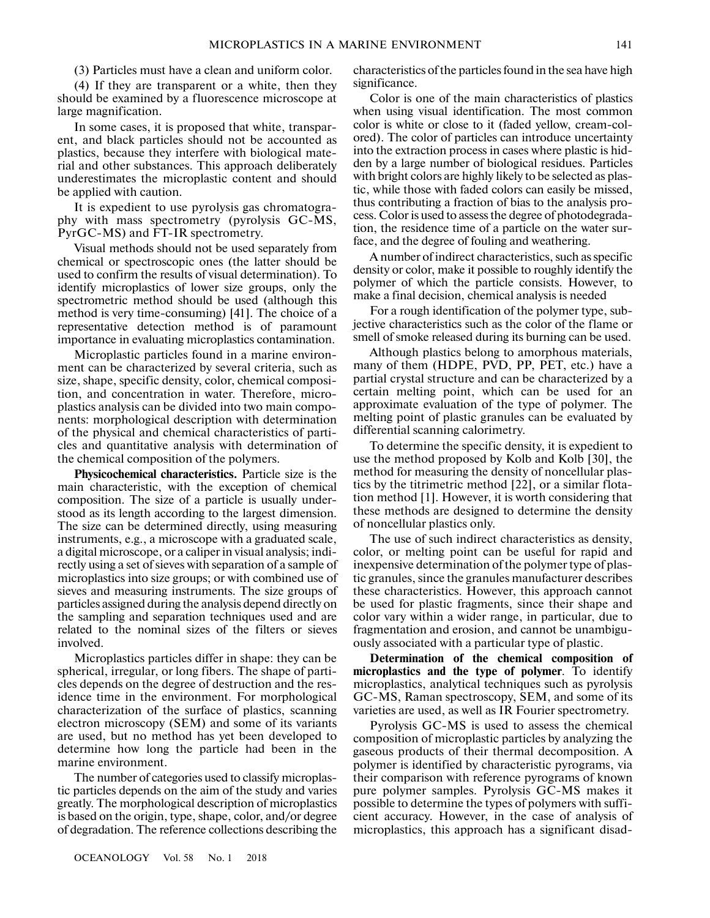(3) Particles must have a clean and uniform color.

(4) If they are transparent or a white, then they should be examined by a fluorescence microscope at large magnification.

In some cases, it is proposed that white, transparent, and black particles should not be accounted as plastics, because they interfere with biological material and other substances. This approach deliberately underestimates the microplastic content and should be applied with caution.

It is expedient to use pyrolysis gas chromatography with mass spectrometry (pyrolysis GC-MS, PyrGC-MS) and FT-IR spectrometry.

Visual methods should not be used separately from chemical or spectroscopic ones (the latter should be used to confirm the results of visual determination). To identify microplastics of lower size groups, only the spectrometric method should be used (although this method is very time-consuming) [41]. The choice of a representative detection method is of paramount importance in evaluating microplastics contamination.

Microplastic particles found in a marine environment can be characterized by several criteria, such as size, shape, specific density, color, chemical composition, and concentration in water. Therefore, microplastics analysis can be divided into two main components: morphological description with determination of the physical and chemical characteristics of particles and quantitative analysis with determination of the chemical composition of the polymers.

**Physicochemical characteristics.** Particle size is the main characteristic, with the exception of chemical composition. The size of a particle is usually understood as its length according to the largest dimension. The size can be determined directly, using measuring instruments, e.g., a microscope with a graduated scale, a digital microscope, or a caliper in visual analysis; indirectly using a set of sieves with separation of a sample of microplastics into size groups; or with combined use of sieves and measuring instruments. The size groups of particles assigned during the analysis depend directly on the sampling and separation techniques used and are related to the nominal sizes of the filters or sieves involved.

Microplastics particles differ in shape: they can be spherical, irregular, or long fibers. The shape of particles depends on the degree of destruction and the residence time in the environment. For morphological characterization of the surface of plastics, scanning electron microscopy (SEM) and some of its variants are used, but no method has yet been developed to determine how long the particle had been in the marine environment.

The number of categories used to classify microplastic particles depends on the aim of the study and varies greatly. The morphological description of microplastics is based on the origin, type, shape, color, and/or degree of degradation. The reference collections describing the characteristics of the particles found in the sea have high significance.

Color is one of the main characteristics of plastics when using visual identification. The most common color is white or close to it (faded yellow, cream-colored). The color of particles can introduce uncertainty into the extraction process in cases where plastic is hidden by a large number of biological residues. Particles with bright colors are highly likely to be selected as plastic, while those with faded colors can easily be missed, thus contributing a fraction of bias to the analysis process. Color is used to assess the degree of photodegradation, the residence time of a particle on the water surface, and the degree of fouling and weathering.

A number of indirect characteristics, such as specific density or color, make it possible to roughly identify the polymer of which the particle consists. However, to make a final decision, chemical analysis is needed

For a rough identification of the polymer type, subjective characteristics such as the color of the flame or smell of smoke released during its burning can be used.

Although plastics belong to amorphous materials, many of them (HDPE, PVD, PP, PET, etc.) have a partial crystal structure and can be characterized by a certain melting point, which can be used for an approximate evaluation of the type of polymer. The melting point of plastic granules can be evaluated by differential scanning calorimetry.

To determine the specific density, it is expedient to use the method proposed by Kolb and Kolb [30], the method for measuring the density of noncellular plastics by the titrimetric method [22], or a similar flotation method [1]. However, it is worth considering that these methods are designed to determine the density of noncellular plastics only.

The use of such indirect characteristics as density, color, or melting point can be useful for rapid and inexpensive determination of the polymer type of plastic granules, since the granules manufacturer describes these characteristics. However, this approach cannot be used for plastic fragments, since their shape and color vary within a wider range, in particular, due to fragmentation and erosion, and cannot be unambiguously associated with a particular type of plastic.

**Determination of the chemical composition of microplastics and the type of polymer**. To identify microplastics, analytical techniques such as pyrolysis GC-MS, Raman spectroscopy, SEM, and some of its varieties are used, as well as IR Fourier spectrometry.

Pyrolysis GC-MS is used to assess the chemical composition of microplastic particles by analyzing the gaseous products of their thermal decomposition. A polymer is identified by characteristic pyrograms, via their comparison with reference pyrograms of known pure polymer samples. Pyrolysis GC-MS makes it possible to determine the types of polymers with sufficient accuracy. However, in the case of analysis of microplastics, this approach has a significant disad-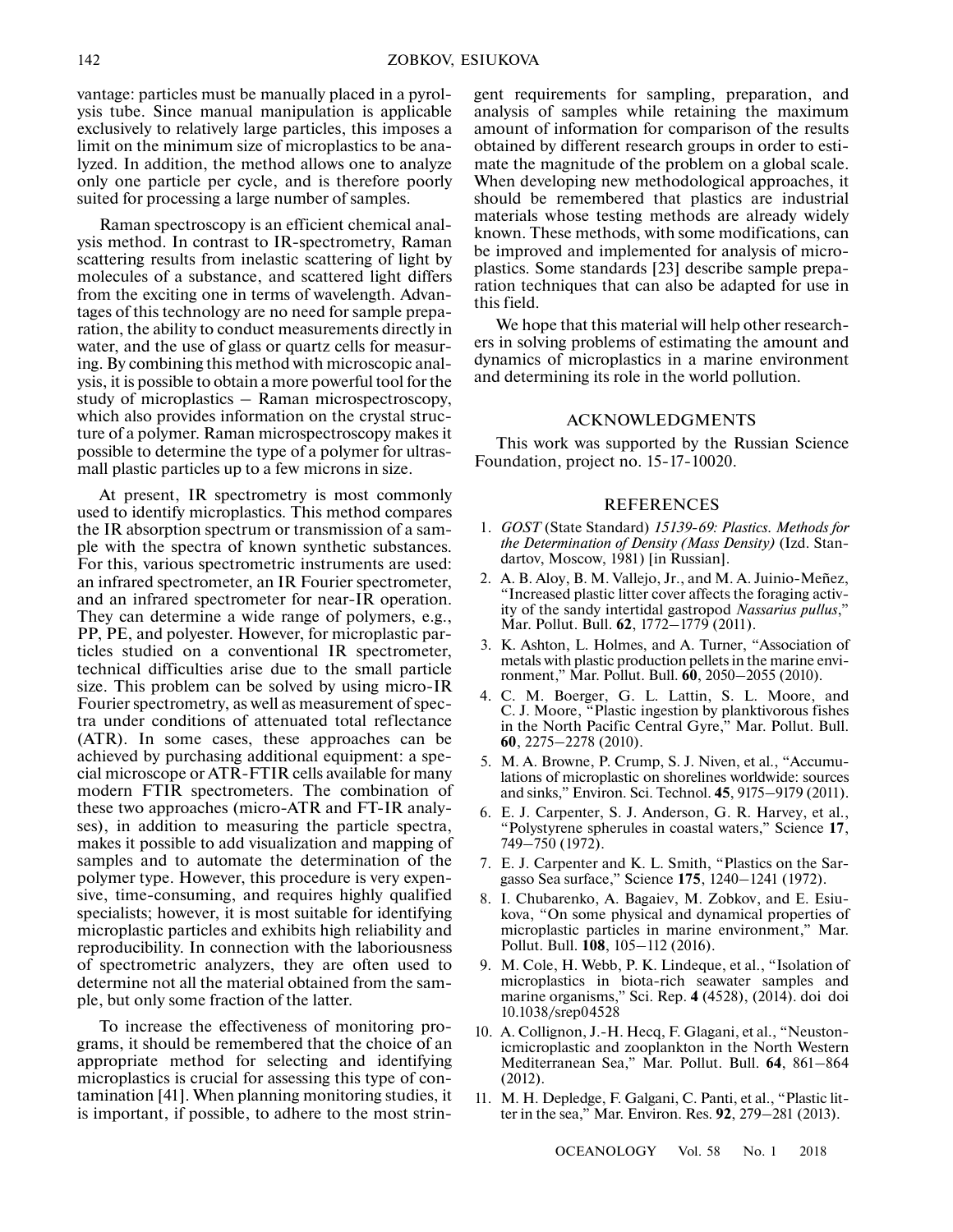vantage: particles must be manually placed in a pyrolysis tube. Since manual manipulation is applicable exclusively to relatively large particles, this imposes a limit on the minimum size of microplastics to be analyzed. In addition, the method allows one to analyze only one particle per cycle, and is therefore poorly suited for processing a large number of samples.

Raman spectroscopy is an efficient chemical analysis method. In contrast to IR-spectrometry, Raman scattering results from inelastic scattering of light by molecules of a substance, and scattered light differs from the exciting one in terms of wavelength. Advantages of this technology are no need for sample preparation, the ability to conduct measurements directly in water, and the use of glass or quartz cells for measuring. By combining this method with microscopic analysis, it is possible to obtain a more powerful tool for the study of microplastics – Raman microspectroscopy, which also provides information on the crystal structure of a polymer. Raman microspectroscopy makes it possible to determine the type of a polymer for ultrasmall plastic particles up to a few microns in size.

At present, IR spectrometry is most commonly used to identify microplastics. This method compares the IR absorption spectrum or transmission of a sample with the spectra of known synthetic substances. For this, various spectrometric instruments are used: an infrared spectrometer, an IR Fourier spectrometer, and an infrared spectrometer for near-IR operation. They can determine a wide range of polymers, e.g., PP, PE, and polyester. However, for microplastic particles studied on a conventional IR spectrometer, technical difficulties arise due to the small particle size. This problem can be solved by using micro-IR Fourier spectrometry, as well as measurement of spectra under conditions of attenuated total reflectance (ATR). In some cases, these approaches can be achieved by purchasing additional equipment: a special microscope or ATR-FTIR cells available for many modern FTIR spectrometers. The combination of these two approaches (micro-ATR and FT-IR analyses), in addition to measuring the particle spectra, makes it possible to add visualization and mapping of samples and to automate the determination of the polymer type. However, this procedure is very expensive, time-consuming, and requires highly qualified specialists; however, it is most suitable for identifying microplastic particles and exhibits high reliability and reproducibility. In connection with the laboriousness of spectrometric analyzers, they are often used to determine not all the material obtained from the sample, but only some fraction of the latter.

To increase the effectiveness of monitoring programs, it should be remembered that the choice of an appropriate method for selecting and identifying microplastics is crucial for assessing this type of contamination [41]. When planning monitoring studies, it is important, if possible, to adhere to the most stringent requirements for sampling, preparation, and analysis of samples while retaining the maximum amount of information for comparison of the results obtained by different research groups in order to estimate the magnitude of the problem on a global scale. When developing new methodological approaches, it should be remembered that plastics are industrial materials whose testing methods are already widely known. These methods, with some modifications, can be improved and implemented for analysis of microplastics. Some standards [23] describe sample preparation techniques that can also be adapted for use in this field.

We hope that this material will help other researchers in solving problems of estimating the amount and dynamics of microplastics in a marine environment and determining its role in the world pollution.

## ACKNOWLEDGMENTS

This work was supported by the Russian Science Foundation, project no. 15-17-10020.

## REFERENCES

1. *GOST* (State Standard) *15139-69: Plastics. Methods for the Determination of Density (Mass Density)* (Izd. Standartov, Moscow, 1981) [in Russian].
2. A. B. Aloy, B. M. Vallejo, Jr., and M. A. Juinio-Meñez, "Increased plastic litter cover affects the foraging activity of the sandy intertidal gastropod *Nassarius pullus*," Mar. Pollut. Bull. **62**, 1772–1779 (2011).
3. K. Ashton, L. Holmes, and A. Turner, "Association of metals with plastic production pellets in the marine environment," Mar. Pollut. Bull. **60**, 2050–2055 (2010).
4. C. M. Boerger, G. L. Lattin, S. L. Moore, and C. J. Moore, "Plastic ingestion by planktivorous fishes in the North Pacific Central Gyre," Mar. Pollut. Bull. **60**, 2275–2278 (2010).
5. M. A. Browne, P. Crump, S. J. Niven, et al., "Accumulations of microplastic on shorelines worldwide: sources and sinks," Environ. Sci. Technol. **45**, 9175–9179 (2011).
6. E. J. Carpenter, S. J. Anderson, G. R. Harvey, et al., "Polystyrene spherules in coastal waters," Science **17**, 749–750 (1972).
7. E. J. Carpenter and K. L. Smith, "Plastics on the Sargasso Sea surface," Science **175**, 1240–1241 (1972).
8. I. Chubarenko, A. Bagaiev, M. Zobkov, and E. Esiukova, "On some physical and dynamical properties of microplastic particles in marine environment," Mar. Pollut. Bull. **108**, 105–112 (2016).
9. M. Cole, H. Webb, P. K. Lindeque, et al., "Isolation of microplastics in biota-rich seawater samples and marine organisms," Sci. Rep. **4** (4528), (2014). doi doi 10.1038/srep04528
10. A. Collignon, J.-H. Hecq, F. Glagani, et al., "Neustonicmicroplastic and zooplankton in the North Western Mediterranean Sea," Mar. Pollut. Bull. **64**, 861–864 (2012).
11. M. H. Depledge, F. Galgani, C. Panti, et al., "Plastic litter in the sea," Mar. Environ. Res. **92**, 279–281 (2013).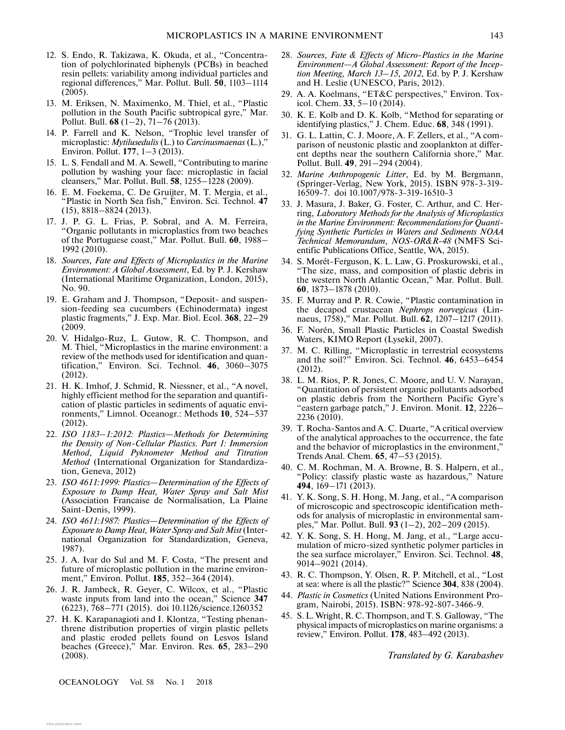12. S. Endo, R. Takizawa, K. Okuda, et al., "Concentration of polychlorinated biphenyls (PCBs) in beached resin pellets: variability among individual particles and regional differences," Mar. Pollut. Bull. **50**, 1103–1114 (2005).
13. M. Eriksen, N. Maximenko, M. Thiel, et al., "Plastic pollution in the South Pacific subtropical gyre," Mar. Pollut. Bull. **68** (1–2), 71–76 (2013).
14. P. Farrell and K. Nelson, "Trophic level transfer of microplastic: *Mytilusedulis* (L.) to *Carcinusmaenas* (L.)," Environ. Pollut. **177**, 1–3 (2013).
15. L. S. Fendall and M. A. Sewell, "Contributing to marine pollution by washing your face: microplastic in facial cleansers," Mar. Pollut. Bull. **58**, 1255–1228 (2009).
16. E. M. Foekema, C. De Gruijter, M. T. Mergia, et al., "Plastic in North Sea fish," Environ. Sci. Technol. **47** (15), 8818–8824 (2013).
17. J. P. G. L. Frias, P. Sobral, and A. M. Ferreira, "Organic pollutants in microplastics from two beaches of the Portuguese coast," Mar. Pollut. Bull. **60**, 1988–1992 (2010).
18. *Sources, Fate and Effects of Microplastics in the Marine Environment: A Global Assessment*, Ed. by P. J. Kershaw (International Maritime Organization, London, 2015), No. 90.
19. E. Graham and J. Thompson, "Deposit- and suspension-feeding sea cucumbers (Echinodermata) ingest plastic fragments," J. Exp. Mar. Biol. Ecol. **368**, 22–29 (2009.
20. V. Hidalgo-Ruz, L. Gutow, R. C. Thompson, and M. Thiel, "Microplastics in the marine environment: a review of the methods used for identification and quantification," Environ. Sci. Technol. **46**, 3060–3075 (2012).
21. H. K. Imhof, J. Schmid, R. Niessner, et al., "A novel, highly efficient method for the separation and quantification of plastic particles in sediments of aquatic environments," Limnol. Oceanogr.: Methods **10**, 524–537 (2012).
22. *ISO 1183–1:2012: Plastics—Methods for Determining the Density of Non-Cellular Plastics. Part 1: Immersion Method, Liquid Pyknometer Method and Titration Method* (International Organization for Standardization, Geneva, 2012)
23. *ISO 4611:1999: Plastics—Determination of the Effects of Exposure to Damp Heat, Water Spray and Salt Mist* (Association Francaise de Normalisation, La Plaine Saint-Denis, 1999).
24. *ISO 4611:1987: Plastics—Determination of the Effects of Exposure to Damp Heat, Water Spray and Salt Mist* (International Organization for Standardization, Geneva, 1987).
25. J. A. Ivar do Sul and M. F. Costa, "The present and future of microplastic pollution in the marine environment," Environ. Pollut. **185**, 352–364 (2014).
26. J. R. Jambeck, R. Geyer, C. Wilcox, et al., "Plastic waste inputs from land into the ocean," Science **347** (6223), 768–771 (2015). doi 10.1126/science.1260352
27. H. K. Karapanagioti and I. Klontza, "Testing phenanthrene distribution properties of virgin plastic pellets and plastic eroded pellets found on Lesvos Island beaches (Greece)," Mar. Environ. Res. **65**, 283–290 (2008).
28. *Sources, Fate & Effects of Micro-Plastics in the Marine Environment—A Global Assessment: Report of the Inception Meeting, March 13–15, 2012*, Ed. by P. J. Kershaw and H. Leslie (UNESCO, Paris, 2012).
29. A. A. Koelmans, "ET&C perspectives," Environ. Toxicol. Chem. **33**, 5–10 (2014).
30. K. E. Kolb and D. K. Kolb, "Method for separating or identifying plastics," J. Chem. Educ. **68**, 348 (1991).
31. G. L. Lattin, C. J. Moore, A. F. Zellers, et al., "A comparison of neustonic plastic and zooplankton at different depths near the southern California shore," Mar. Pollut. Bull. **49**, 291–294 (2004).
32. *Marine Anthropogenic Litter*, Ed. by M. Bergmann, (Springer-Verlag, New York, 2015). ISBN 978-3-319-16509-7. doi 10.1007/978-3-319-16510-3
33. J. Masura, J. Baker, G. Foster, C. Arthur, and C. Herring, *Laboratory Methods for the Analysis of Microplastics in the Marine Environment: Recommendations for Quantifying Synthetic Particles in Waters and Sediments NOAA Technical Memorandum, NOS-OR&R-48* (NMFS Scientific Publications Office, Seattle, WA, 2015).
34. S. Morét-Ferguson, K. L. Law, G. Proskurowski, et al., "The size, mass, and composition of plastic debris in the western North Atlantic Ocean," Mar. Pollut. Bull. **60**, 1873–1878 (2010).
35. F. Murray and P. R. Cowie, "Plastic contamination in the decapod crustacean *Nephrops norvegicus* (Linnaeus, 1758)," Mar. Pollut. Bull. **62**, 1207–1217 (2011).
36. F. Norén, Small Plastic Particles in Coastal Swedish Waters, KIMO Report (Lysekil, 2007).
37. M. C. Rilling, "Microplastic in terrestrial ecosystems and the soil?" Environ. Sci. Technol. **46**, 6453–6454 (2012).
38. L. M. Rios, P. R. Jones, C. Moore, and U. V. Narayan, "Quantitation of persistent organic pollutants adsorbed on plastic debris from the Northern Pacific Gyre's "eastern garbage patch," J. Environ. Monit. **12**, 2226–2236 (2010).
39. T. Rocha-Santos and A. C. Duarte, "A critical overview of the analytical approaches to the occurrence, the fate and the behavior of microplastics in the environment," Trends Anal. Chem. **65**, 47–53 (2015).
40. C. M. Rochman, M. A. Browne, B. S. Halpern, et al., "Policy: classify plastic waste as hazardous," Nature **494**, 169–171 (2013).
41. Y. K. Song, S. H. Hong, M. Jang, et al., "A comparison of microscopic and spectroscopic identification methods for analysis of microplastic in environmental samples," Mar. Pollut. Bull. **93** (1–2), 202–209 (2015).
42. Y. K. Song, S. H. Hong, M. Jang, et al., "Large accumulation of micro-sized synthetic polymer particles in the sea surface microlayer," Environ. Sci. Technol. **48**, 9014–9021 (2014).
43. R. C. Thompson, Y. Olsen, R. P. Mitchell, et al., "Lost at sea: where is all the plastic?" Science **304**, 838 (2004).
44. *Plastic in Cosmetics* (United Nations Environment Program, Nairobi, 2015). ISBN: 978-92-807-3466-9.
45. S. L. Wright, R. C. Thompson, and T. S. Galloway, "The physical impacts of microplastics on marine organisms: a review," Environ. Pollut. **178**, 483–492 (2013).

*Translated by G. Karabashev*